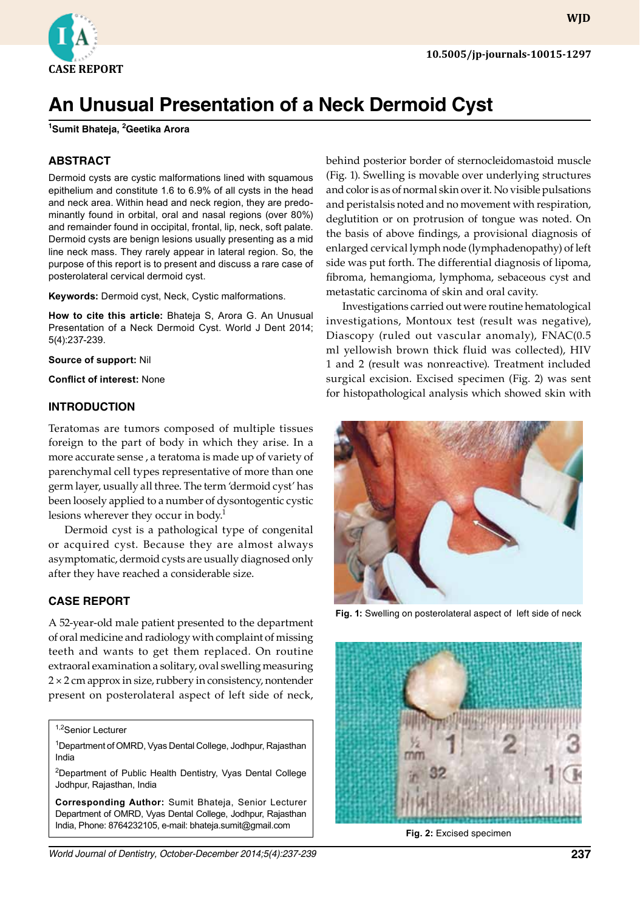CASE REPORT

# An Unusual Presentation of a Neck Dermoid Cyst

**[1]Sumit Bhateja, [2]Geetika Arora**

## ABSTRACT

Dermoid cysts are cystic malformations lined with squamous epithelium and constitute 1.6 to 6.9% of all cysts in the head and neck area. Within head and neck region, they are predominantly found in orbital, oral and nasal regions (over 80%) and remainder found in occipital, frontal, lip, neck, soft palate. Dermoid cysts are benign lesions usually presenting as a mid line neck mass. They rarely appear in lateral region. So, the purpose of this report is to present and discuss a rare case of posterolateral cervical dermoid cyst.

**Keywords:** Dermoid cyst, Neck, Cystic malformations.

**How to cite this article:** Bhateja S, Arora G. An Unusual Presentation of a Neck Dermoid Cyst. World J Dent 2014; 5(4):237-239.

**Source of support:** Nil

**Conflict of interest:** None

## INTRODUCTION

Teratomas are tumors composed of multiple tissues foreign to the part of body in which they arise. In a more accurate sense , a teratoma is made up of variety of parenchymal cell types representative of more than one germ layer, usually all three. The term 'dermoid cyst' has been loosely applied to a number of dysontogentic cystic lesions wherever they occur in body.[1]

Dermoid cyst is a pathological type of congenital or acquired cyst. Because they are almost always asymptomatic, dermoid cysts are usually diagnosed only after they have reached a considerable size.

## CASE REPORT

A 52-year-old male patient presented to the department of oral medicine and radiology with complaint of missing teeth and wants to get them replaced. On routine extraoral examination a solitary, oval swelling measuring 2 × 2 cm approx in size, rubbery in consistency, nontender present on posterolateral aspect of left side of neck, behind posterior border of sternocleidomastoid muscle (Fig. 1). Swelling is movable over underlying structures and color is as of normal skin over it. No visible pulsations and peristalsis noted and no movement with respiration, deglutition or on protrusion of tongue was noted. On the basis of above findings, a provisional diagnosis of enlarged cervical lymph node (lymphadenopathy) of left side was put forth. The differential diagnosis of lipoma, fibroma, hemangioma, lymphoma, sebaceous cyst and metastatic carcinoma of skin and oral cavity.

Investigations carried out were routine hematological investigations, Montoux test (result was negative), Diascopy (ruled out vascular anomaly), FNAC(0.5 ml yellowish brown thick fluid was collected), HIV 1 and 2 (result was nonreactive). Treatment included surgical excision. Excised specimen (Fig. 2) was sent for histopathological analysis which showed skin with

**Fig. 1:** Swelling on posterolateral aspect of left side of neck

**Fig. 2:** Excised specimen

---

[1,2]Senior Lecturer

[1]Department of OMRD, Vyas Dental College, Jodhpur, Rajasthan India

[2]Department of Public Health Dentistry, Vyas Dental College Jodhpur, Rajasthan, India

**Corresponding Author:** Sumit Bhateja, Senior Lecturer Department of OMRD, Vyas Dental College, Jodhpur, Rajasthan India, Phone: 8764232105, e-mail: bhateja.sumit@gmail.com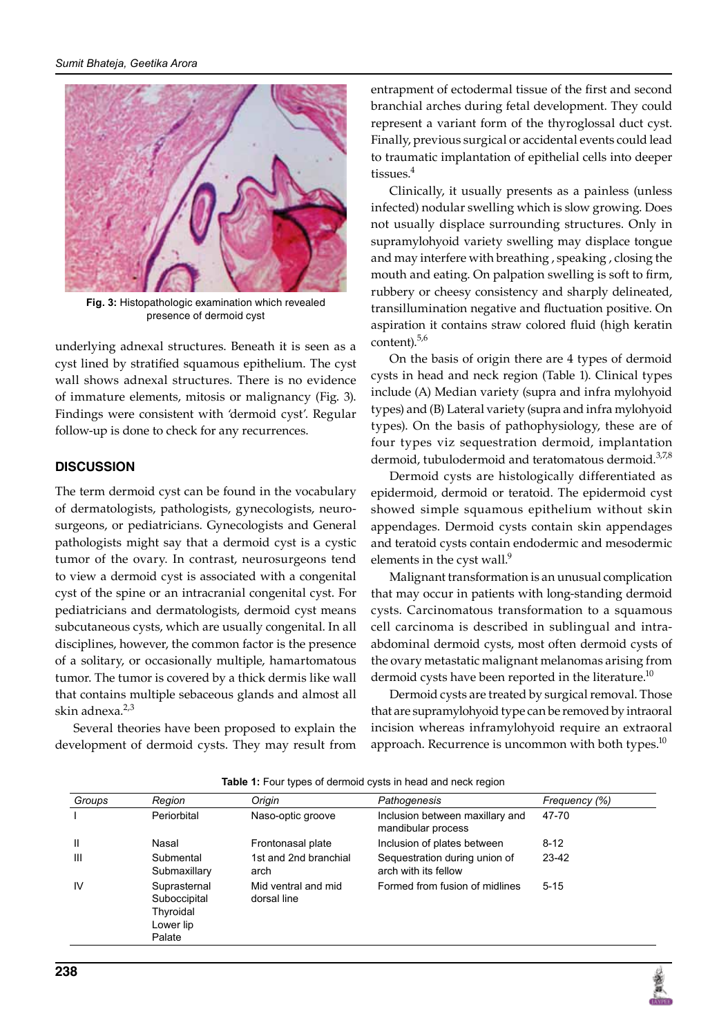Fig. 3: Histopathologic examination which revealed presence of dermoid cyst

underlying adnexal structures. Beneath it is seen as a cyst lined by stratified squamous epithelium. The cyst wall shows adnexal structures. There is no evidence of immature elements, mitosis or malignancy (Fig. 3). Findings were consistent with 'dermoid cyst'. Regular follow-up is done to check for any recurrences.

## DISCUSSION

The term dermoid cyst can be found in the vocabulary of dermatologists, pathologists, gynecologists, neurosurgeons, or pediatricians. Gynecologists and General pathologists might say that a dermoid cyst is a cystic tumor of the ovary. In contrast, neurosurgeons tend to view a dermoid cyst is associated with a congenital cyst of the spine or an intracranial congenital cyst. For pediatricians and dermatologists, dermoid cyst means subcutaneous cysts, which are usually congenital. In all disciplines, however, the common factor is the presence of a solitary, or occasionally multiple, hamartomatous tumor. The tumor is covered by a thick dermis like wall that contains multiple sebaceous glands and almost all skin adnexa.[2,3]

Several theories have been proposed to explain the development of dermoid cysts. They may result from entrapment of ectodermal tissue of the first and second branchial arches during fetal development. They could represent a variant form of the thyroglossal duct cyst. Finally, previous surgical or accidental events could lead to traumatic implantation of epithelial cells into deeper tissues.[4]

Clinically, it usually presents as a painless (unless infected) nodular swelling which is slow growing. Does not usually displace surrounding structures. Only in supramylohyoid variety swelling may displace tongue and may interfere with breathing , speaking , closing the mouth and eating. On palpation swelling is soft to firm, rubbery or cheesy consistency and sharply delineated, transillumination negative and fluctuation positive. On aspiration it contains straw colored fluid (high keratin content).[5,6]

On the basis of origin there are 4 types of dermoid cysts in head and neck region (Table 1). Clinical types include (A) Median variety (supra and infra mylohyoid types) and (B) Lateral variety (supra and infra mylohyoid types). On the basis of pathophysiology, these are of four types viz sequestration dermoid, implantation dermoid, tubulodermoid and teratomatous dermoid.[3,7,8]

Dermoid cysts are histologically differentiated as epidermoid, dermoid or teratoid. The epidermoid cyst showed simple squamous epithelium without skin appendages. Dermoid cysts contain skin appendages and teratoid cysts contain endodermic and mesodermic elements in the cyst wall.[9]

Malignant transformation is an unusual complication that may occur in patients with long-standing dermoid cysts. Carcinomatous transformation to a squamous cell carcinoma is described in sublingual and intra-abdominal dermoid cysts, most often dermoid cysts of the ovary metastatic malignant melanomas arising from dermoid cysts have been reported in the literature.[10]

Dermoid cysts are treated by surgical removal. Those that are supramylohyoid type can be removed by intraoral incision whereas inframylohyoid require an extraoral approach. Recurrence is uncommon with both types.[10]

**Table 1:** Four types of dermoid cysts in head and neck region

| *Groups* | *Region* | *Origin* | *Pathogenesis* | *Frequency (%)* |
|---|---|---|---|---|
| I | Periorbital | Naso-optic groove | Inclusion between maxillary and mandibular process | 47-70 |
| II | Nasal | Frontonasal plate | Inclusion of plates between | 8-12 |
| III | Submental Submaxillary | 1st and 2nd branchial arch | Sequestration during union of arch with its fellow | 23-42 |
| IV | Suprasternal Suboccipital Thyroidal Lower lip Palate | Mid ventral and mid dorsal line | Formed from fusion of midlines | 5-15 |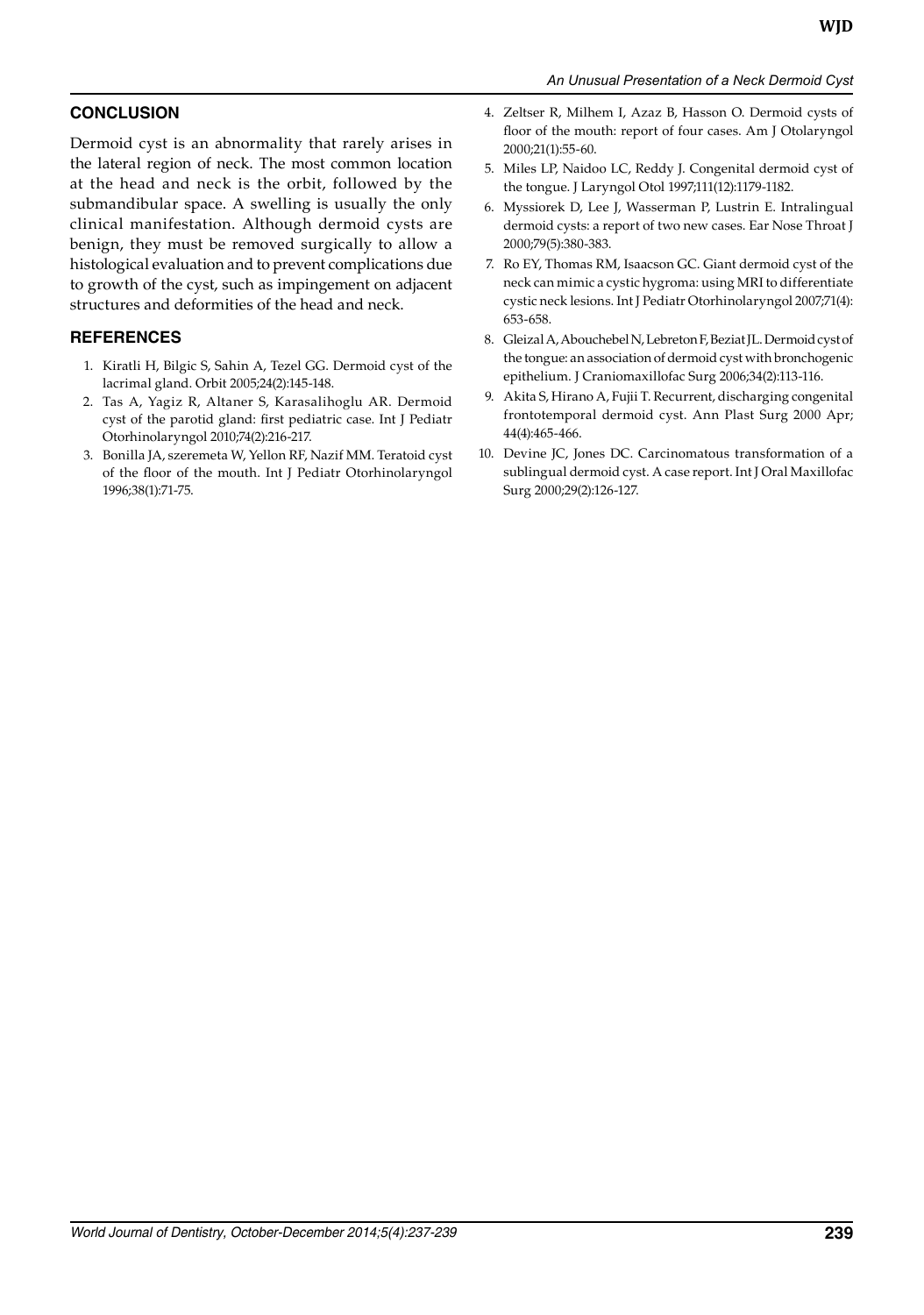## CONCLUSION

Dermoid cyst is an abnormality that rarely arises in the lateral region of neck. The most common location at the head and neck is the orbit, followed by the submandibular space. A swelling is usually the only clinical manifestation. Although dermoid cysts are benign, they must be removed surgically to allow a histological evaluation and to prevent complications due to growth of the cyst, such as impingement on adjacent structures and deformities of the head and neck.

## REFERENCES

1. Kiratli H, Bilgic S, Sahin A, Tezel GG. Dermoid cyst of the lacrimal gland. Orbit 2005;24(2):145-148.
2. Tas A, Yagiz R, Altaner S, Karasalihoglu AR. Dermoid cyst of the parotid gland: first pediatric case. Int J Pediatr Otorhinolaryngol 2010;74(2):216-217.
3. Bonilla JA, szeremeta W, Yellon RF, Nazif MM. Teratoid cyst of the floor of the mouth. Int J Pediatr Otorhinolaryngol 1996;38(1):71-75.
4. Zeltser R, Milhem I, Azaz B, Hasson O. Dermoid cysts of floor of the mouth: report of four cases. Am J Otolaryngol 2000;21(1):55-60.
5. Miles LP, Naidoo LC, Reddy J. Congenital dermoid cyst of the tongue. J Laryngol Otol 1997;111(12):1179-1182.
6. Myssiorek D, Lee J, Wasserman P, Lustrin E. Intralingual dermoid cysts: a report of two new cases. Ear Nose Throat J 2000;79(5):380-383.
7. Ro EY, Thomas RM, Isaacson GC. Giant dermoid cyst of the neck can mimic a cystic hygroma: using MRI to differentiate cystic neck lesions. Int J Pediatr Otorhinolaryngol 2007;71(4): 653-658.
8. Gleizal A, Abouchebel N, Lebreton F, Beziat JL. Dermoid cyst of the tongue: an association of dermoid cyst with bronchogenic epithelium. J Craniomaxillofac Surg 2006;34(2):113-116.
9. Akita S, Hirano A, Fujii T. Recurrent, discharging congenital frontotemporal dermoid cyst. Ann Plast Surg 2000 Apr; 44(4):465-466.
10. Devine JC, Jones DC. Carcinomatous transformation of a sublingual dermoid cyst. A case report. Int J Oral Maxillofac Surg 2000;29(2):126-127.